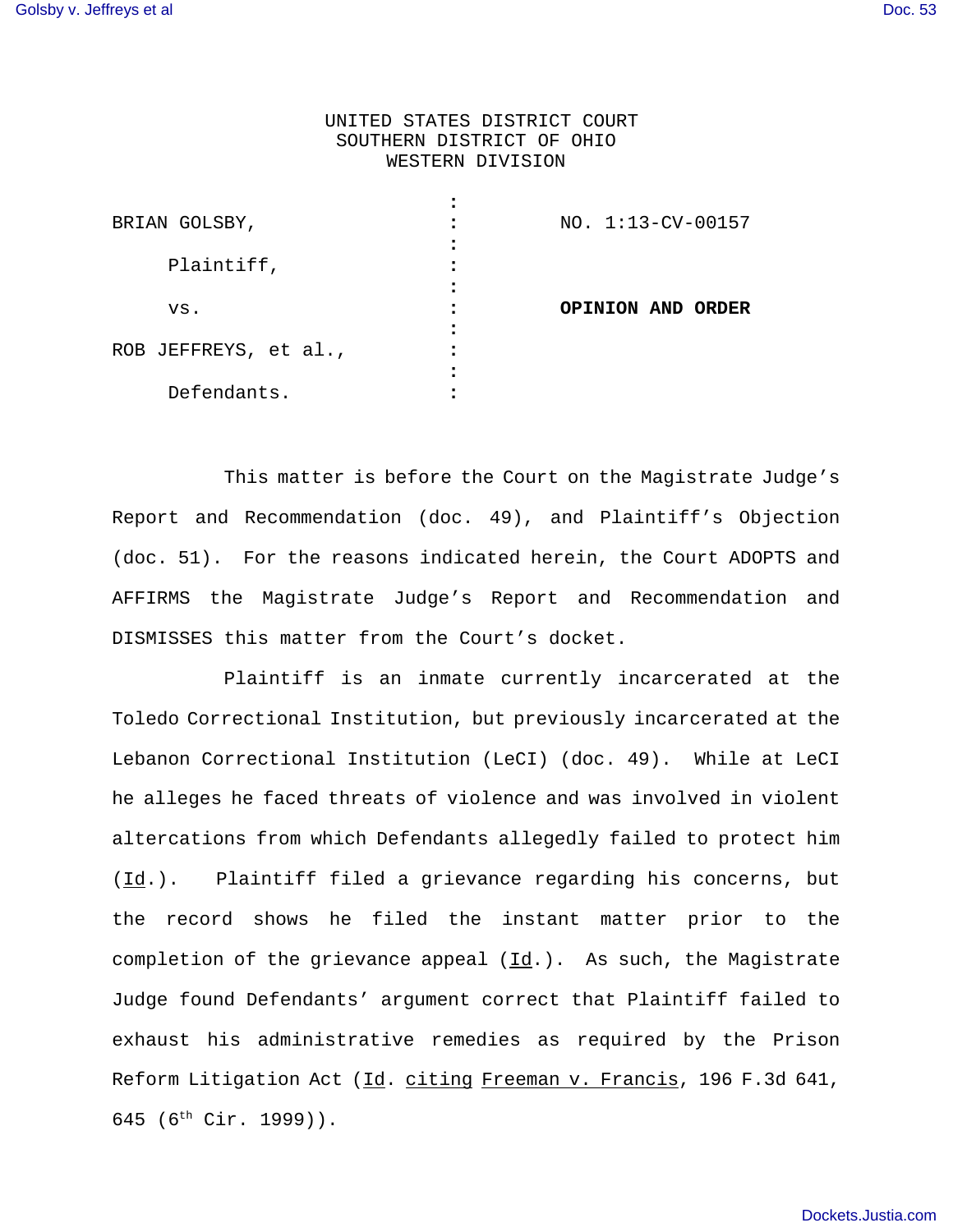UNITED STATES DISTRICT COURT
SOUTHERN DISTRICT OF OHIO
WESTERN DIVISION

| | | |
|---|---|---|
| BRIAN GOLSBY, | : | NO. 1:13-CV-00157 |
| Plaintiff, | : | |
| vs. | : | **OPINION AND ORDER** |
| ROB JEFFREYS, et al., | : | |
| Defendants. | : | |

This matter is before the Court on the Magistrate Judge's Report and Recommendation (doc. 49), and Plaintiff's Objection (doc. 51). For the reasons indicated herein, the Court ADOPTS and AFFIRMS the Magistrate Judge's Report and Recommendation and DISMISSES this matter from the Court's docket.

Plaintiff is an inmate currently incarcerated at the Toledo Correctional Institution, but previously incarcerated at the Lebanon Correctional Institution (LeCI) (doc. 49). While at LeCI he alleges he faced threats of violence and was involved in violent altercations from which Defendants allegedly failed to protect him (Id.). Plaintiff filed a grievance regarding his concerns, but the record shows he filed the instant matter prior to the completion of the grievance appeal (Id.). As such, the Magistrate Judge found Defendants' argument correct that Plaintiff failed to exhaust his administrative remedies as required by the Prison Reform Litigation Act (Id. citing Freeman v. Francis, 196 F.3d 641, 645 (6th Cir. 1999)).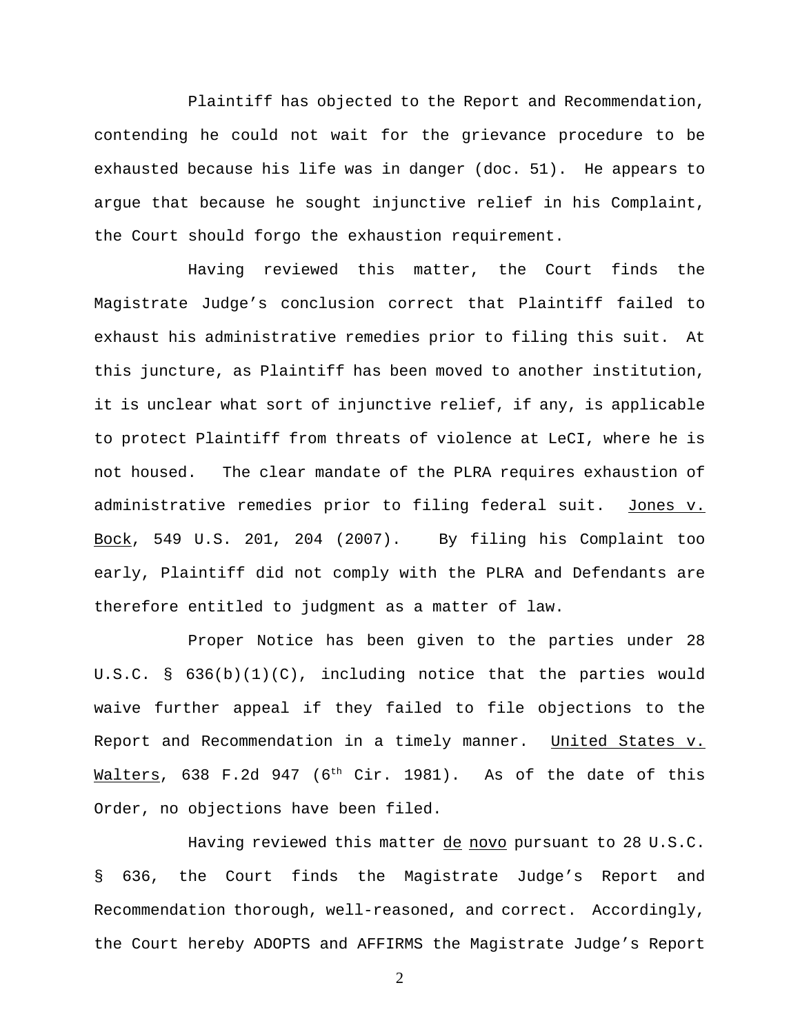Plaintiff has objected to the Report and Recommendation, contending he could not wait for the grievance procedure to be exhausted because his life was in danger (doc. 51). He appears to argue that because he sought injunctive relief in his Complaint, the Court should forgo the exhaustion requirement.

Having reviewed this matter, the Court finds the Magistrate Judge's conclusion correct that Plaintiff failed to exhaust his administrative remedies prior to filing this suit. At this juncture, as Plaintiff has been moved to another institution, it is unclear what sort of injunctive relief, if any, is applicable to protect Plaintiff from threats of violence at LeCI, where he is not housed. The clear mandate of the PLRA requires exhaustion of administrative remedies prior to filing federal suit. Jones v. Bock, 549 U.S. 201, 204 (2007). By filing his Complaint too early, Plaintiff did not comply with the PLRA and Defendants are therefore entitled to judgment as a matter of law.

Proper Notice has been given to the parties under 28 U.S.C. § 636(b)(1)(C), including notice that the parties would waive further appeal if they failed to file objections to the Report and Recommendation in a timely manner. United States v. Walters, 638 F.2d 947 (6th Cir. 1981). As of the date of this Order, no objections have been filed.

Having reviewed this matter de novo pursuant to 28 U.S.C. § 636, the Court finds the Magistrate Judge's Report and Recommendation thorough, well-reasoned, and correct. Accordingly, the Court hereby ADOPTS and AFFIRMS the Magistrate Judge's Report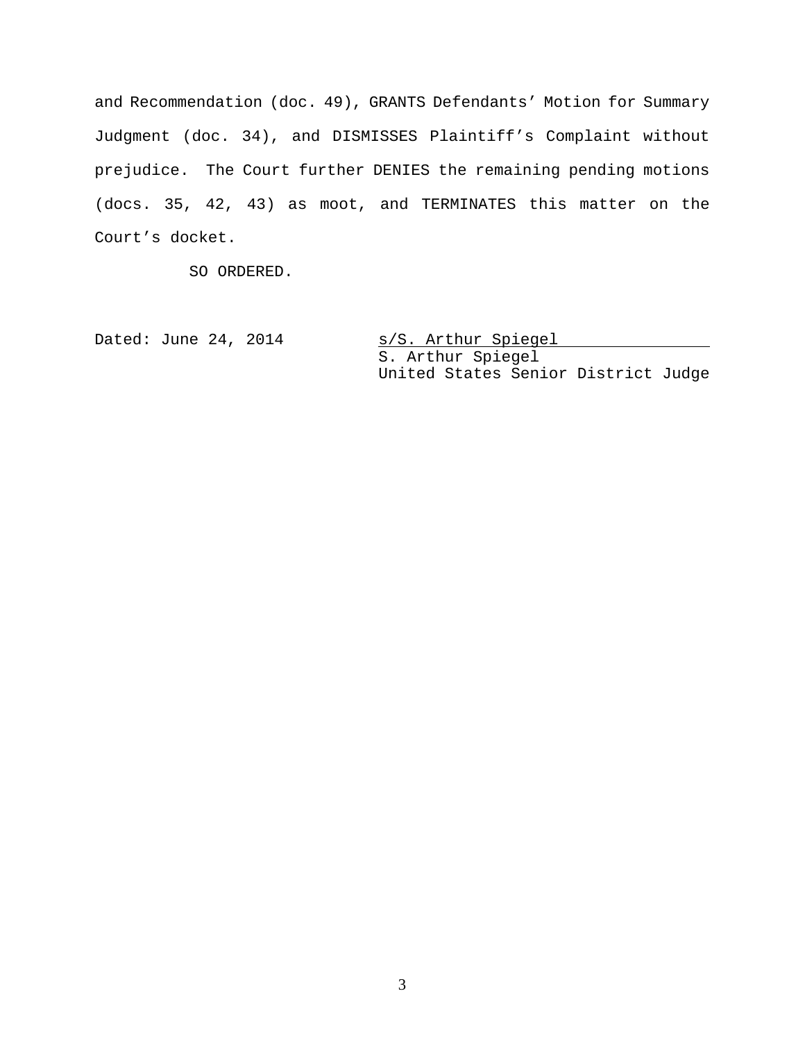and Recommendation (doc. 49), GRANTS Defendants' Motion for Summary Judgment (doc. 34), and DISMISSES Plaintiff's Complaint without prejudice. The Court further DENIES the remaining pending motions (docs. 35, 42, 43) as moot, and TERMINATES this matter on the Court's docket.

SO ORDERED.

Dated: June 24, 2014

s/S. Arthur Spiegel
S. Arthur Spiegel
United States Senior District Judge